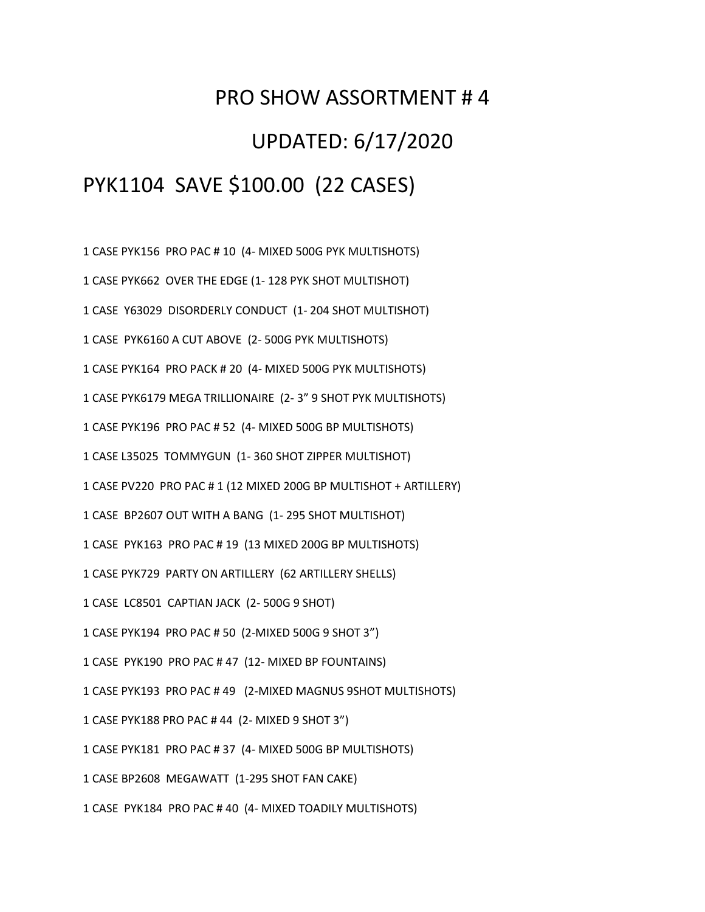# PRO SHOW ASSORTMENT # 4

## UPDATED: 6/17/2020

## PYK1104 SAVE $100.00 (22 CASES)

1 CASE PYK156 PRO PAC # 10 (4- MIXED 500G PYK MULTISHOTS)

1 CASE PYK662 OVER THE EDGE (1- 128 PYK SHOT MULTISHOT)

1 CASE Y63029 DISORDERLY CONDUCT (1- 204 SHOT MULTISHOT)

1 CASE PYK6160 A CUT ABOVE (2- 500G PYK MULTISHOTS)

1 CASE PYK164 PRO PACK # 20 (4- MIXED 500G PYK MULTISHOTS)

1 CASE PYK6179 MEGA TRILLIONAIRE (2- 3" 9 SHOT PYK MULTISHOTS)

1 CASE PYK196 PRO PAC # 52 (4- MIXED 500G BP MULTISHOTS)

1 CASE L35025 TOMMYGUN (1- 360 SHOT ZIPPER MULTISHOT)

1 CASE PV220 PRO PAC # 1 (12 MIXED 200G BP MULTISHOT + ARTILLERY)

1 CASE BP2607 OUT WITH A BANG (1- 295 SHOT MULTISHOT)

1 CASE PYK163 PRO PAC # 19 (13 MIXED 200G BP MULTISHOTS)

1 CASE PYK729 PARTY ON ARTILLERY (62 ARTILLERY SHELLS)

1 CASE LC8501 CAPTIAN JACK (2- 500G 9 SHOT)

1 CASE PYK194 PRO PAC # 50 (2-MIXED 500G 9 SHOT 3")

1 CASE PYK190 PRO PAC # 47 (12- MIXED BP FOUNTAINS)

1 CASE PYK193 PRO PAC # 49 (2-MIXED MAGNUS 9SHOT MULTISHOTS)

1 CASE PYK188 PRO PAC # 44 (2- MIXED 9 SHOT 3")

1 CASE PYK181 PRO PAC # 37 (4- MIXED 500G BP MULTISHOTS)

1 CASE BP2608 MEGAWATT (1-295 SHOT FAN CAKE)

1 CASE PYK184 PRO PAC # 40 (4- MIXED TOADILY MULTISHOTS)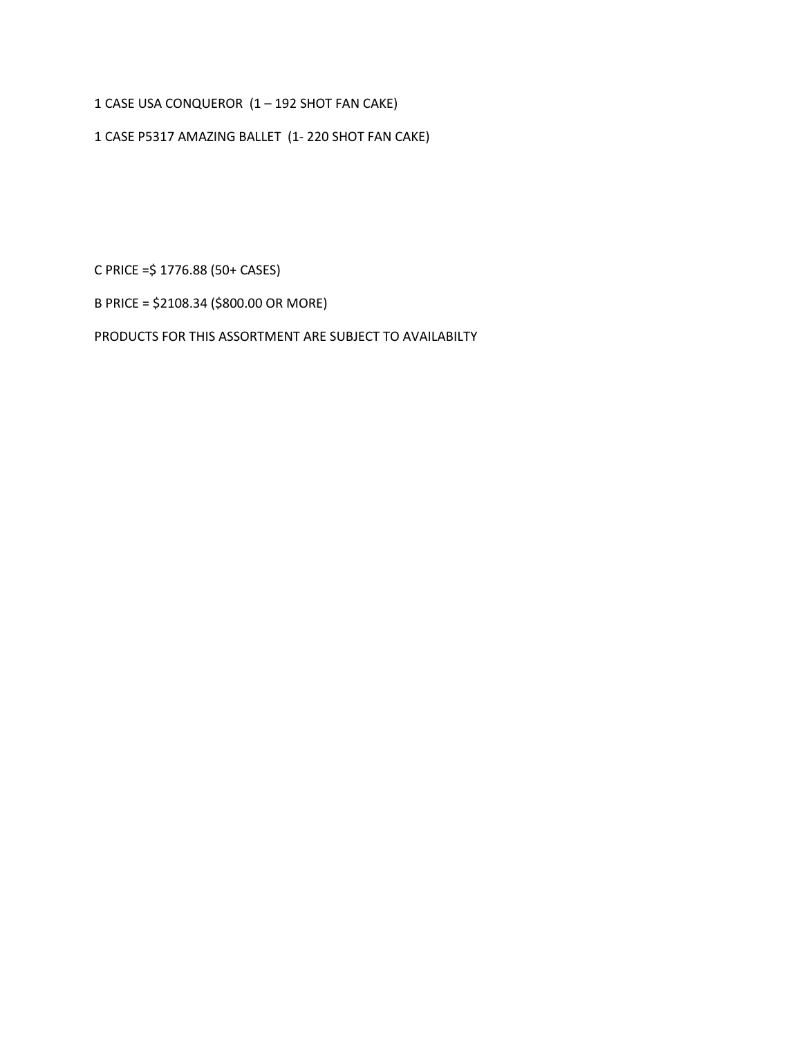1 CASE USA CONQUEROR  (1 – 192 SHOT FAN CAKE)

1 CASE P5317 AMAZING BALLET  (1- 220 SHOT FAN CAKE)

C PRICE =$ 1776.88 (50+ CASES)

B PRICE = $2108.34 ($800.00 OR MORE)

PRODUCTS FOR THIS ASSORTMENT ARE SUBJECT TO AVAILABILTY